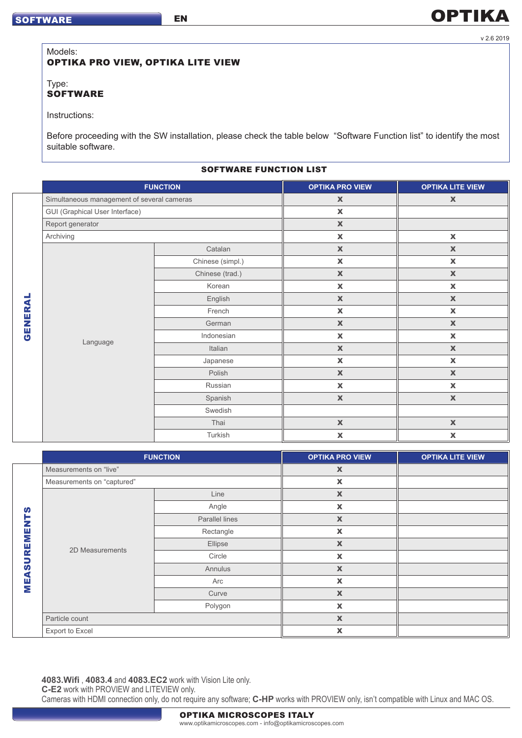v 2.6 2019

Models:
**OPTIKA PRO VIEW, OPTIKA LITE VIEW**

Type:
**SOFTWARE**

Instructions:

Before proceeding with the SW installation, please check the table below "Software Function list" to identify the most suitable software.

## SOFTWARE FUNCTION LIST

| | FUNCTION | | OPTIKA PRO VIEW | OPTIKA LITE VIEW |
|---|---|---|---|---|
| GENERAL | Simultaneous management of several cameras | | X | X |
| | GUI (Graphical User Interface) | | X | |
| | Report generator | | X | |
| | Archiving | | X | X |
| | Language | Catalan | X | X |
| | | Chinese (simpl.) | X | X |
| | | Chinese (trad.) | X | X |
| | | Korean | X | X |
| | | English | X | X |
| | | French | X | X |
| | | German | X | X |
| | | Indonesian | X | X |
| | | Italian | X | X |
| | | Japanese | X | X |
| | | Polish | X | X |
| | | Russian | X | X |
| | | Spanish | X | X |
| | | Swedish | | |
| | | Thai | X | X |
| | | Turkish | X | X |

| | FUNCTION | | OPTIKA PRO VIEW | OPTIKA LITE VIEW |
|---|---|---|---|---|
| MEASUREMENTS | Measurements on "live" | | X | |
| | Measurements on "captured" | | X | |
| | 2D Measurements | Line | X | |
| | | Angle | X | |
| | | Parallel lines | X | |
| | | Rectangle | X | |
| | | Ellipse | X | |
| | | Circle | X | |
| | | Annulus | X | |
| | | Arc | X | |
| | | Curve | X | |
| | | Polygon | X | |
| | Particle count | | X | |
| | Export to Excel | | X | |

**4083.Wifi** , **4083.4** and **4083.EC2** work with Vision Lite only.
**C-E2** work with PROVIEW and LITEVIEW only.
Cameras with HDMI connection only, do not require any software; **C-HP** works with PROVIEW only, isn't compatible with Linux and MAC OS.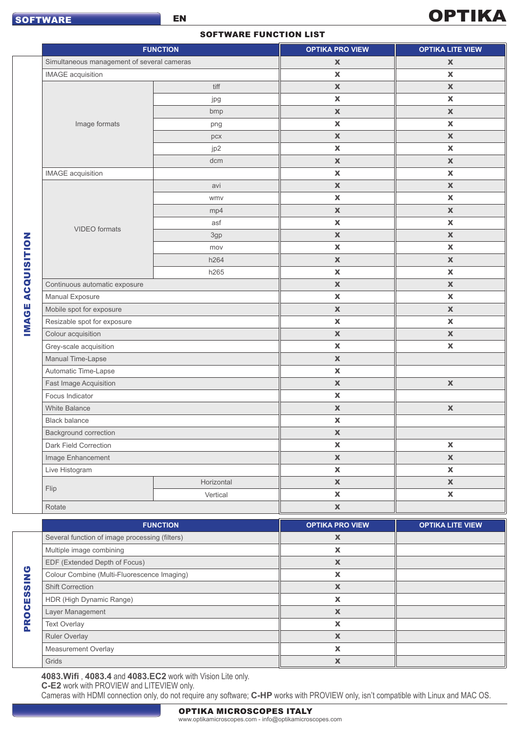## SOFTWARE FUNCTION LIST

| | FUNCTION | | OPTIKA PRO VIEW | OPTIKA LITE VIEW |
|---|---|---|---|---|
| IMAGE ACQUISITION | Simultaneous management of several cameras | | X | X |
| | IMAGE acquisition | | X | X |
| | Image formats | tiff | X | X |
| | | jpg | X | X |
| | | bmp | X | X |
| | | png | X | X |
| | | pcx | X | X |
| | | jp2 | X | X |
| | | dcm | X | X |
| | IMAGE acquisition | | X | X |
| | VIDEO formats | avi | X | X |
| | | wmv | X | X |
| | | mp4 | X | X |
| | | asf | X | X |
| | | 3gp | X | X |
| | | mov | X | X |
| | | h264 | X | X |
| | | h265 | X | X |
| | Continuous automatic exposure | | X | X |
| | Manual Exposure | | X | X |
| | Mobile spot for exposure | | X | X |
| | Resizable spot for exposure | | X | X |
| | Colour acquisition | | X | X |
| | Grey-scale acquisition | | X | X |
| | Manual Time-Lapse | | X | |
| | Automatic Time-Lapse | | X | |
| | Fast Image Acquisition | | X | X |
| | Focus Indicator | | X | |
| | White Balance | | X | X |
| | Black balance | | X | |
| | Background correction | | X | |
| | Dark Field Correction | | X | X |
| | Image Enhancement | | X | X |
| | Live Histogram | | X | X |
| | Flip | Horizontal | X | X |
| | | Vertical | X | X |
| | Rotate | | X | |

| | FUNCTION | OPTIKA PRO VIEW | OPTIKA LITE VIEW |
|---|---|---|---|
| PROCESSING | Several function of image processing (filters) | X | |
| | Multiple image combining | X | |
| | EDF (Extended Depth of Focus) | X | |
| | Colour Combine (Multi-Fluorescence Imaging) | X | |
| | Shift Correction | X | |
| | HDR (High Dynamic Range) | X | |
| | Layer Management | X | |
| | Text Overlay | X | |
| | Ruler Overlay | X | |
| | Measurement Overlay | X | |
| | Grids | X | |

**4083.Wifi** , **4083.4** and **4083.EC2** work with Vision Lite only.
**C-E2** work with PROVIEW and LITEVIEW only.
Cameras with HDMI connection only, do not require any software; **C-HP** works with PROVIEW only, isn't compatible with Linux and MAC OS.